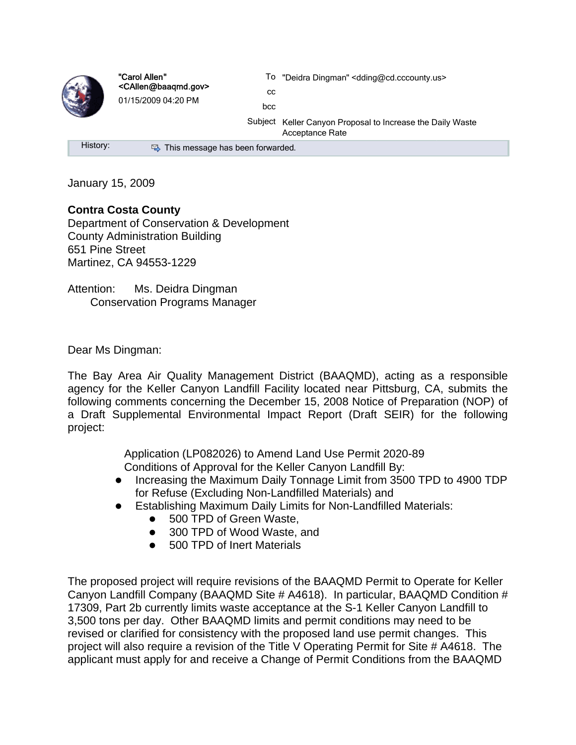"Carol Allen" <CAllen@baaqmd.gov>
01/15/2009 04:20 PM

To "Deidra Dingman" <dding@cd.cccounty.us>
cc
bcc
Subject Keller Canyon Proposal to Increase the Daily Waste Acceptance Rate

History: This message has been forwarded.

January 15, 2009

**Contra Costa County**
Department of Conservation & Development
County Administration Building
651 Pine Street
Martinez, CA 94553-1229

Attention: Ms. Deidra Dingman
Conservation Programs Manager

Dear Ms Dingman:

The Bay Area Air Quality Management District (BAAQMD), acting as a responsible agency for the Keller Canyon Landfill Facility located near Pittsburg, CA, submits the following comments concerning the December 15, 2008 Notice of Preparation (NOP) of a Draft Supplemental Environmental Impact Report (Draft SEIR) for the following project:

Application (LP082026) to Amend Land Use Permit 2020-89
Conditions of Approval for the Keller Canyon Landfill By:

- Increasing the Maximum Daily Tonnage Limit from 3500 TPD to 4900 TDP for Refuse (Excluding Non-Landfilled Materials) and
- Establishing Maximum Daily Limits for Non-Landfilled Materials:
  - 500 TPD of Green Waste,
  - 300 TPD of Wood Waste, and
  - 500 TPD of Inert Materials

The proposed project will require revisions of the BAAQMD Permit to Operate for Keller Canyon Landfill Company (BAAQMD Site # A4618). In particular, BAAQMD Condition # 17309, Part 2b currently limits waste acceptance at the S-1 Keller Canyon Landfill to 3,500 tons per day. Other BAAQMD limits and permit conditions may need to be revised or clarified for consistency with the proposed land use permit changes. This project will also require a revision of the Title V Operating Permit for Site # A4618. The applicant must apply for and receive a Change of Permit Conditions from the BAAQMD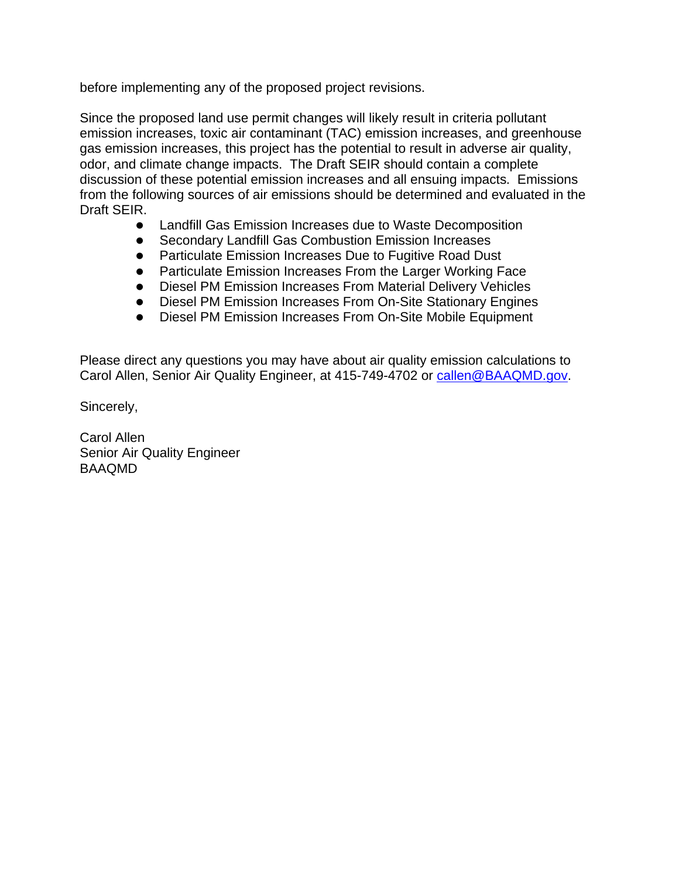before implementing any of the proposed project revisions.

Since the proposed land use permit changes will likely result in criteria pollutant emission increases, toxic air contaminant (TAC) emission increases, and greenhouse gas emission increases, this project has the potential to result in adverse air quality, odor, and climate change impacts. The Draft SEIR should contain a complete discussion of these potential emission increases and all ensuing impacts. Emissions from the following sources of air emissions should be determined and evaluated in the Draft SEIR.

- Landfill Gas Emission Increases due to Waste Decomposition
- Secondary Landfill Gas Combustion Emission Increases
- Particulate Emission Increases Due to Fugitive Road Dust
- Particulate Emission Increases From the Larger Working Face
- Diesel PM Emission Increases From Material Delivery Vehicles
- Diesel PM Emission Increases From On-Site Stationary Engines
- Diesel PM Emission Increases From On-Site Mobile Equipment

Please direct any questions you may have about air quality emission calculations to Carol Allen, Senior Air Quality Engineer, at 415-749-4702 or callen@BAAQMD.gov.

Sincerely,

Carol Allen
Senior Air Quality Engineer
BAAQMD